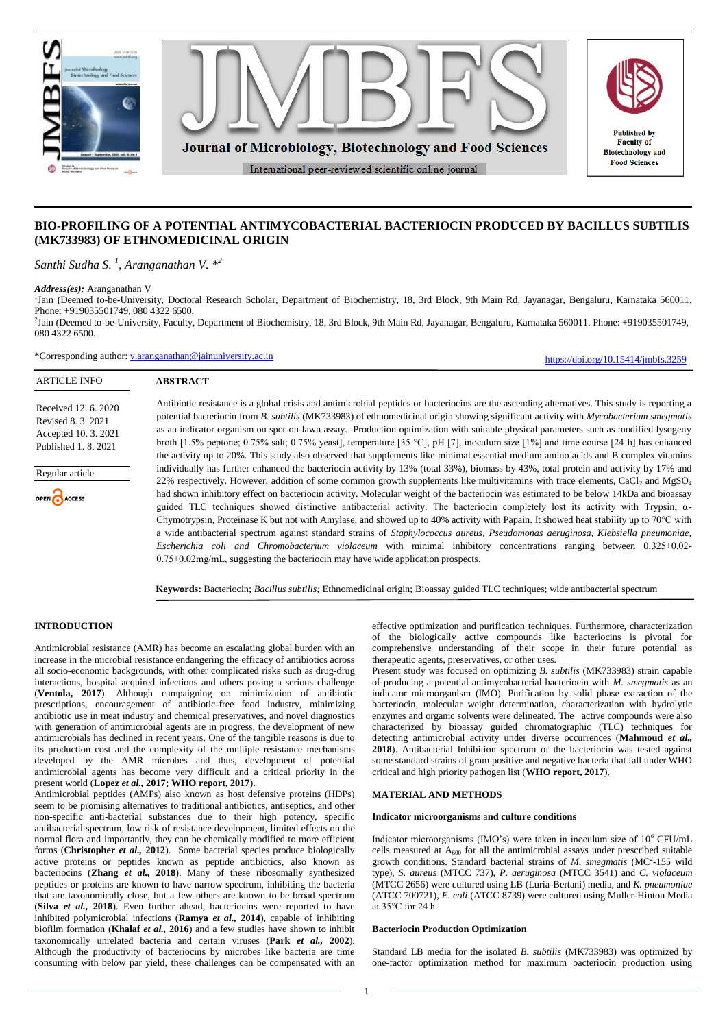# BIO-PROFILING OF A POTENTIAL ANTIMYCOBACTERIAL BACTERIOCIN PRODUCED BY BACILLUS SUBTILIS (MK733983) OF ETHNOMEDICINAL ORIGIN

*Santhi Sudha S.* [1], *Aranganathan V.* *[2]

***Address(es):*** Aranganathan V
[1]Jain (Deemed to-be-University, Doctoral Research Scholar, Department of Biochemistry, 18, 3rd Block, 9th Main Rd, Jayanagar, Bengaluru, Karnataka 560011. Phone: +919035501749, 080 4322 6500.
[2]Jain (Deemed to-be-University, Faculty, Department of Biochemistry, 18, 3rd Block, 9th Main Rd, Jayanagar, Bengaluru, Karnataka 560011. Phone: +919035501749, 080 4322 6500.

*Corresponding author: v.aranganathan@jainuniversity.ac.in

https://doi.org/10.15414/jmbfs.3259

**ARTICLE INFO**

Received 12. 6. 2020
Revised 8. 3. 2021
Accepted 10. 3. 2021
Published 1. 8. 2021

Regular article

OPEN ACCESS

**ABSTRACT**

Antibiotic resistance is a global crisis and antimicrobial peptides or bacteriocins are the ascending alternatives. This study is reporting a potential bacteriocin from *B. subtilis* (MK733983) of ethnomedicinal origin showing significant activity with *Mycobacterium smegmatis* as an indicator organism on spot-on-lawn assay. Production optimization with suitable physical parameters such as modified lysogeny broth [1.5% peptone; 0.75% salt; 0.75% yeast], temperature [35 °C], pH [7], inoculum size [1%] and time course [24 h] has enhanced the activity up to 20%. This study also observed that supplements like minimal essential medium amino acids and B complex vitamins individually has further enhanced the bacteriocin activity by 13% (total 33%), biomass by 43%, total protein and activity by 17% and 22% respectively. However, addition of some common growth supplements like multivitamins with trace elements, $CaCl_2$ and $MgSO_4$ had shown inhibitory effect on bacteriocin activity. Molecular weight of the bacteriocin was estimated to be below 14kDa and bioassay guided TLC techniques showed distinctive antibacterial activity. The bacteriocin completely lost its activity with Trypsin, α-Chymotrypsin, Proteinase K but not with Amylase, and showed up to 40% activity with Papain. It showed heat stability up to 70°C with a wide antibacterial spectrum against standard strains of *Staphylococcus aureus*, *Pseudomonas aeruginosa*, *Klebsiella pneumoniae*, *Escherichia coli and Chromobacterium violaceum* with minimal inhibitory concentrations ranging between 0.325±0.02-0.75±0.02mg/mL, suggesting the bacteriocin may have wide application prospects.

**Keywords:** Bacteriocin; *Bacillus subtilis;* Ethnomedicinal origin; Bioassay guided TLC techniques; wide antibacterial spectrum

## INTRODUCTION

Antimicrobial resistance (AMR) has become an escalating global burden with an increase in the microbial resistance endangering the efficacy of antibiotics across all socio-economic backgrounds, with other complicated risks such as drug-drug interactions, hospital acquired infections and others posing a serious challenge (**Ventola, 2017**). Although campaigning on minimization of antibiotic prescriptions, encouragement of antibiotic-free food industry, minimizing antibiotic use in meat industry and chemical preservatives, and novel diagnostics with generation of antimicrobial agents are in progress, the development of new antimicrobials has declined in recent years. One of the tangible reasons is due to its production cost and the complexity of the multiple resistance mechanisms developed by the AMR microbes and thus, development of potential antimicrobial agents has become very difficult and a critical priority in the present world (**Lopez *et al.*, 2017; WHO report, 2017**).
Antimicrobial peptides (AMPs) also known as host defensive proteins (HDPs) seem to be promising alternatives to traditional antibiotics, antiseptics, and other non-specific anti-bacterial substances due to their high potency, specific antibacterial spectrum, low risk of resistance development, limited effects on the normal flora and importantly, they can be chemically modified to more efficient forms (**Christopher *et al.*, 2012**). Some bacterial species produce biologically active proteins or peptides known as peptide antibiotics, also known as bacteriocins (**Zhang *et al.*, 2018**). Many of these ribosomally synthesized peptides or proteins are known to have narrow spectrum, inhibiting the bacteria that are taxonomically close, but a few others are known to be broad spectrum (**Silva *et al.*, 2018**). Even further ahead, bacteriocins were reported to have inhibited polymicrobial infections (**Ramya *et al.*, 2014**), capable of inhibiting biofilm formation (**Khalaf *et al.*, 2016**) and a few studies have shown to inhibit taxonomically unrelated bacteria and certain viruses (**Park *et al.*, 2002**). Although the productivity of bacteriocins by microbes like bacteria are time consuming with below par yield, these challenges can be compensated with an effective optimization and purification techniques. Furthermore, characterization of the biologically active compounds like bacteriocins is pivotal for comprehensive understanding of their scope in their future potential as therapeutic agents, preservatives, or other uses.
Present study was focused on optimizing *B. subtilis* (MK733983) strain capable of producing a potential antimycobacterial bacteriocin with *M. smegmatis* as an indicator microorganism (IMO). Purification by solid phase extraction of the bacteriocin, molecular weight determination, characterization with hydrolytic enzymes and organic solvents were delineated. The active compounds were also characterized by bioassay guided chromatographic (TLC) techniques for detecting antimicrobial activity under diverse occurrences (**Mahmoud *et al.*, 2018**). Antibacterial Inhibition spectrum of the bacteriocin was tested against some standard strains of gram positive and negative bacteria that fall under WHO critical and high priority pathogen list (**WHO report, 2017**).

## MATERIAL AND METHODS

### Indicator microorganisms and culture conditions

Indicator microorganisms (IMO's) were taken in inoculum size of $10^6$ CFU/mL cells measured at $A_{600}$ for all the antimicrobial assays under prescribed suitable growth conditions. Standard bacterial strains of *M. smegmatis* ($MC^2$-155 wild type), *S. aureus* (MTCC 737), *P. aeruginosa* (MTCC 3541) and *C. violaceum* (MTCC 2656) were cultured using LB (Luria-Bertani) media, and *K. pneumoniae* (ATCC 700721), *E. coli* (ATCC 8739) were cultured using Muller-Hinton Media at 35°C for 24 h.

### Bacteriocin Production Optimization

Standard LB media for the isolated *B. subtilis* (MK733983) was optimized by one-factor optimization method for maximum bacteriocin production using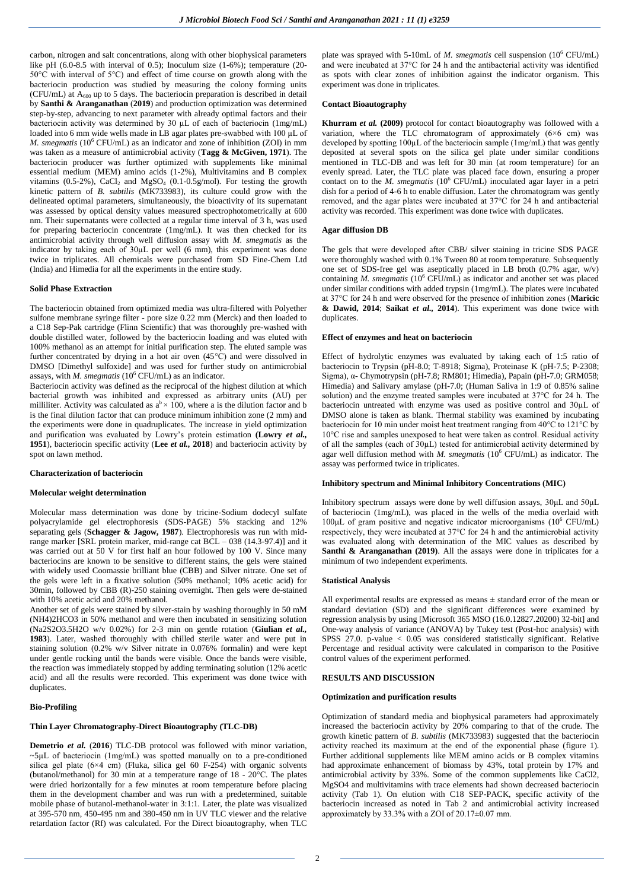carbon, nitrogen and salt concentrations, along with other biophysical parameters like pH (6.0-8.5 with interval of 0.5); Inoculum size (1-6%); temperature (20-50°C with interval of 5°C) and effect of time course on growth along with the bacteriocin production was studied by measuring the colony forming units (CFU/mL) at $A_{600}$ up to 5 days. The bacteriocin preparation is described in detail by **Santhi & Aranganathan** (**2019**) and production optimization was determined step-by-step, advancing to next parameter with already optimal factors and their bacteriocin activity was determined by 30 µL of each of bacteriocin (1mg/mL) loaded into 6 mm wide wells made in LB agar plates pre-swabbed with 100 µL of *M. smegmatis* ($10^6$ CFU/mL) as an indicator and zone of inhibition (ZOI) in mm was taken as a measure of antimicrobial activity (**Tagg & McGiven, 1971**). The bacteriocin producer was further optimized with supplements like minimal essential medium (MEM) amino acids (1-2%), Multivitamins and B complex vitamins (0.5-2%), $CaCl_2$ and $MgSO_4$ (0.1-0.5g/mol). For testing the growth kinetic pattern of *B. subtilis* (MK733983), its culture could grow with the delineated optimal parameters, simultaneously, the bioactivity of its supernatant was assessed by optical density values measured spectrophotometrically at 600 nm. Their supernatants were collected at a regular time interval of 3 h, was used for preparing bacteriocin concentrate (1mg/mL). It was then checked for its antimicrobial activity through well diffusion assay with *M. smegmatis* as the indicator by taking each of 30µL per well (6 mm), this experiment was done twice in triplicates. All chemicals were purchased from SD Fine-Chem Ltd (India) and Himedia for all the experiments in the entire study.

### Solid Phase Extraction

The bacteriocin obtained from optimized media was ultra-filtered with Polyether sulfone membrane syringe filter - pore size 0.22 mm (Merck) and then loaded to a C18 Sep-Pak cartridge (Flinn Scientific) that was thoroughly pre-washed with double distilled water, followed by the bacteriocin loading and was eluted with 100% methanol as an attempt for initial purification step. The eluted sample was further concentrated by drying in a hot air oven (45°C) and were dissolved in DMSO [Dimethyl sulfoxide] and was used for further study on antimicrobial assays, with *M. smegmatis* ($10^6$ CFU/mL) as an indicator.

Bacteriocin activity was defined as the reciprocal of the highest dilution at which bacterial growth was inhibited and expressed as arbitrary units (AU) per milliliter. Activity was calculated as $a^b \times 100$, where a is the dilution factor and b is the final dilution factor that can produce minimum inhibition zone (2 mm) and the experiments were done in quadruplicates. The increase in yield optimization and purification was evaluated by Lowry's protein estimation **(Lowry *et al.*, 1951**), bacteriocin specific activity (**Lee *et al.*, 2018**) and bacteriocin activity by spot on lawn method.

### Characterization of bacteriocin

### Molecular weight determination

Molecular mass determination was done by tricine-Sodium dodecyl sulfate polyacrylamide gel electrophoresis (SDS-PAGE) 5% stacking and 12% separating gels (**Schagger & Jagow, 1987**). Electrophoresis was run with mid-range marker [SRL protein marker, mid-range cat BCL – 038 (14.3-97.4)] and it was carried out at 50 V for first half an hour followed by 100 V. Since many bacteriocins are known to be sensitive to different stains, the gels were stained with widely used Coomassie brilliant blue (CBB) and Silver nitrate. One set of the gels were left in a fixative solution (50% methanol; 10% acetic acid) for 30min, followed by CBB (R)-250 staining overnight. Then gels were de-stained with 10% acetic acid and 20% methanol.

Another set of gels were stained by silver-stain by washing thoroughly in 50 mM $(NH_4)_2HCO_3$ in 50% methanol and were then incubated in sensitizing solution ($Na_2S_2O_3.5H_2O$ w/v 0.02%) for 2-3 min on gentle rotation (**Giulian *et al.*, 1983**). Later, washed thoroughly with chilled sterile water and were put in staining solution (0.2% w/v Silver nitrate in 0.076% formalin) and were kept under gentle rocking until the bands were visible. Once the bands were visible, the reaction was immediately stopped by adding terminating solution (12% acetic acid) and all the results were recorded. This experiment was done twice with duplicates.

### Bio-Profiling

### Thin Layer Chromatography-Direct Bioautography (TLC-DB)

**Demetrio *et al.*** (**2016**) TLC-DB protocol was followed with minor variation, ~5µL of bacteriocin (1mg/mL) was spotted manually on to a pre-conditioned silica gel plate (6×4 cm) (Fluka, silica gel 60 F-254) with organic solvents (butanol/methanol) for 30 min at a temperature range of 18 - 20°C. The plates were dried horizontally for a few minutes at room temperature before placing them in the development chamber and was run with a predetermined, suitable mobile phase of butanol-methanol-water in 3:1:2. Later, the plate was visualized at 395-570 nm, 450-495 nm and 380-450 nm in UV TLC viewer and the relative retardation factor (Rf) was calculated. For the Direct bioautography, when TLC plate was sprayed with 5-10mL of *M. smegmatis* cell suspension ($10^6$ CFU/mL) and were incubated at 37°C for 24 h and the antibacterial activity was identified as spots with clear zones of inhibition against the indicator organism. This experiment was done in triplicates.

### Contact Bioautography

**Khurram *et al.* (2009)** protocol for contact bioautography was followed with a variation, where the TLC chromatogram of approximately (6×6 cm) was developed by spotting 100µL of the bacteriocin sample (1mg/mL) that was gently deposited at several spots on the silica gel plate under similar conditions mentioned in TLC-DB and was left for 30 min (at room temperature) for an evenly spread. Later, the TLC plate was placed face down, ensuring a proper contact on to the *M. smegmatis* ($10^6$ CFU/mL) inoculated agar layer in a petri dish for a period of 4-6 h to enable diffusion. Later the chromatogram was gently removed, and the agar plates were incubated at 37°C for 24 h and antibacterial activity was recorded. This experiment was done twice with duplicates.

### Agar diffusion DB

The gels that were developed after CBB/ silver staining in tricine SDS PAGE were thoroughly washed with 0.1% Tween 80 at room temperature. Subsequently one set of SDS-free gel was aseptically placed in LB broth (0.7% agar, w/v) containing *M. smegmatis* ($10^6$ CFU/mL) as indicator and another set was placed under similar conditions with added trypsin (1mg/mL). The plates were incubated at 37°C for 24 h and were observed for the presence of inhibition zones (**Maricic & Dawid, 2014**; **Saikat *et al.*, 2014**). This experiment was done twice with duplicates.

### Effect of enzymes and heat on bacteriocin

Effect of hydrolytic enzymes was evaluated by taking each of 1:5 ratio of bacteriocin to Trypsin (pH-8.0; T-8918; Sigma), Proteinase K (pH-7.5; P-2308; Sigma), α- Chymotrypsin (pH-7.8; RM801; Himedia), Papain (pH-7.0; GRM058; Himedia) and Salivary amylase (pH-7.0; (Human Saliva in 1:9 of 0.85% saline solution) and the enzyme treated samples were incubated at 37°C for 24 h. The bacteriocin untreated with enzyme was used as positive control and 30µL of DMSO alone is taken as blank. Thermal stability was examined by incubating bacteriocin for 10 min under moist heat treatment ranging from 40°C to 121°C by 10°C rise and samples unexposed to heat were taken as control. Residual activity of all the samples (each of 30µL) tested for antimicrobial activity determined by agar well diffusion method with *M. smegmatis* ($10^6$ CFU/mL) as indicator. The assay was performed twice in triplicates.

### Inhibitory spectrum and Minimal Inhibitory Concentrations (MIC)

Inhibitory spectrum assays were done by well diffusion assays, 30µL and 50µL of bacteriocin (1mg/mL), was placed in the wells of the media overlaid with 100µL of gram positive and negative indicator microorganisms ($10^6$ CFU/mL) respectively, they were incubated at 37°C for 24 h and the antimicrobial activity was evaluated along with determination of the MIC values as described by **Santhi & Aranganathan (2019)**. All the assays were done in triplicates for a minimum of two independent experiments.

### Statistical Analysis

All experimental results are expressed as means ± standard error of the mean or standard deviation (SD) and the significant differences were examined by regression analysis by using [Microsoft 365 MSO (16.0.12827.20200) 32-bit] and One-way analysis of variance (ANOVA) by Tukey test (Post-hoc analysis) with SPSS 27.0. p-value < 0.05 was considered statistically significant. Relative Percentage and residual activity were calculated in comparison to the Positive control values of the experiment performed.

## RESULTS AND DISCUSSION

### Optimization and purification results

Optimization of standard media and biophysical parameters had approximately increased the bacteriocin activity by 20% comparing to that of the crude. The growth kinetic pattern of *B. subtilis* (MK733983) suggested that the bacteriocin activity reached its maximum at the end of the exponential phase (figure 1). Further additional supplements like MEM amino acids or B complex vitamins had approximate enhancement of biomass by 43%, total protein by 17% and antimicrobial activity by 33%. Some of the common supplements like CaCl2, MgSO4 and multivitamins with trace elements had shown decreased bacteriocin activity (Tab 1). On elution with C18 SEP-PACK, specific activity of the bacteriocin increased as noted in Tab 2 and antimicrobial activity increased approximately by 33.3% with a ZOI of 20.17±0.07 mm.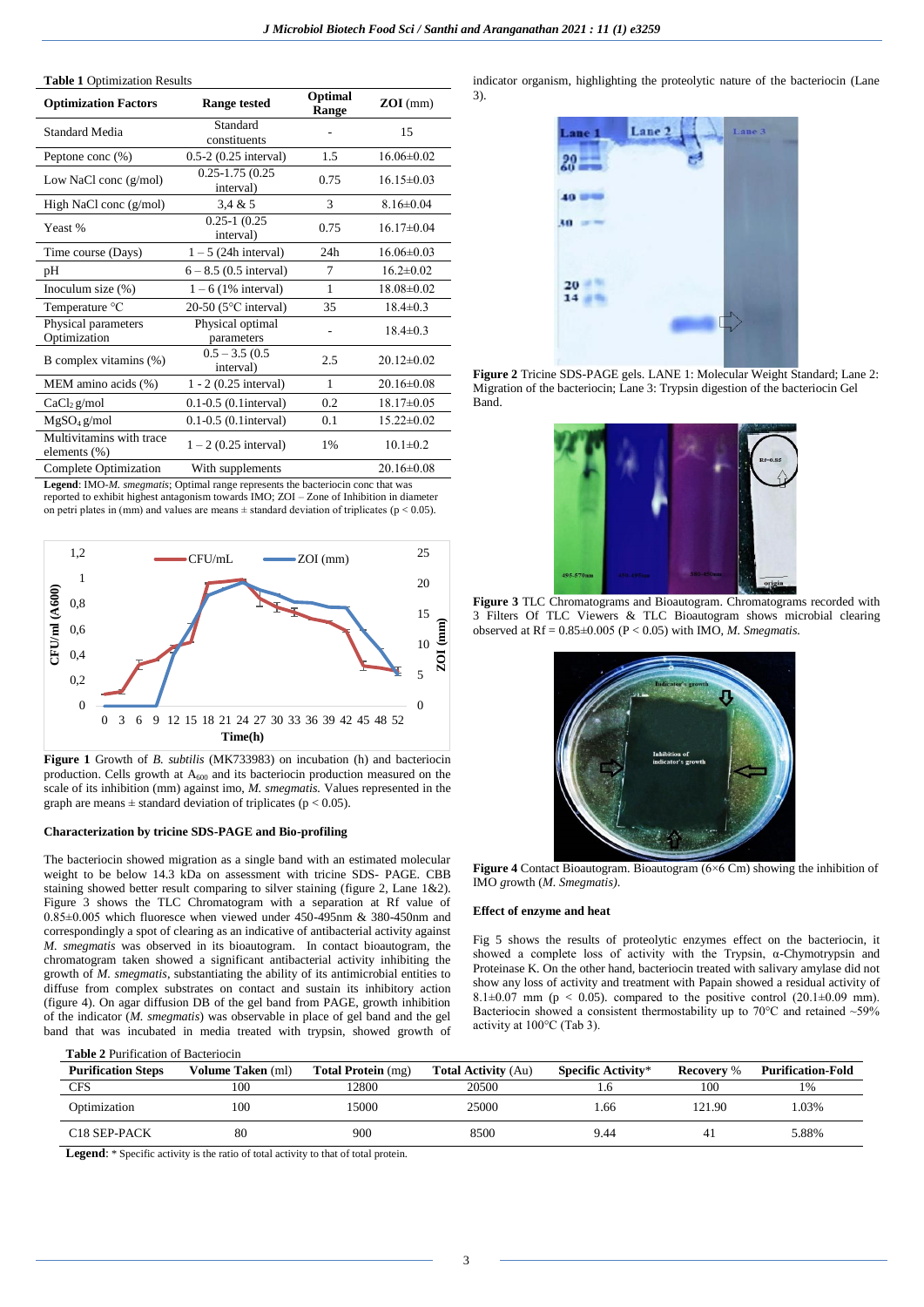**Table 1** Optimization Results

| Optimization Factors | Range tested | Optimal Range | ZOI (mm) |
|---|---|---|---|
| Standard Media | Standard constituents | - | 15 |
| Peptone conc (%) | 0.5-2 (0.25 interval) | 1.5 | 16.06±0.02 |
| Low NaCl conc (g/mol) | 0.25-1.75 (0.25 interval) | 0.75 | 16.15±0.03 |
| High NaCl conc (g/mol) | 3,4 & 5 | 3 | 8.16±0.04 |
| Yeast % | 0.25-1 (0.25 interval) | 0.75 | 16.17±0.04 |
| Time course (Days) | 1 – 5 (24h interval) | 24h | 16.06±0.03 |
| pH | 6 – 8.5 (0.5 interval) | 7 | 16.2±0.02 |
| Inoculum size (%) | 1 – 6 (1% interval) | 1 | 18.08±0.02 |
| Temperature °C | 20-50 (5°C interval) | 35 | 18.4±0.3 |
| Physical parameters Optimization | Physical optimal parameters | - | 18.4±0.3 |
| B complex vitamins (%) | 0.5 – 3.5 (0.5 interval) | 2.5 | 20.12±0.02 |
| MEM amino acids (%) | 1 - 2 (0.25 interval) | 1 | 20.16±0.08 |
| $CaCl_2$ g/mol | 0.1-0.5 (0.1interval) | 0.2 | 18.17±0.05 |
| $MgSO_4$ g/mol | 0.1-0.5 (0.1interval) | 0.1 | 15.22±0.02 |
| Multivitamins with trace elements (%) | 1 – 2 (0.25 interval) | 1% | 10.1±0.2 |
| Complete Optimization | With supplements | | 20.16±0.08 |

**Legend**: IMO-*M. smegmatis*; Optimal range represents the bacteriocin conc that was reported to exhibit highest antagonism towards IMO; ZOI – Zone of Inhibition in diameter on petri plates in (mm) and values are means ± standard deviation of triplicates ($p < 0.05$).

**Figure 1** Growth of *B. subtilis* (MK733983) on incubation (h) and bacteriocin production. Cells growth at $A_{600}$ and its bacteriocin production measured on the scale of its inhibition (mm) against imo, *M. smegmatis.* Values represented in the graph are means ± standard deviation of triplicates ($p < 0.05$).

### Characterization by tricine SDS-PAGE and Bio-profiling

The bacteriocin showed migration as a single band with an estimated molecular weight to be below 14.3 kDa on assessment with tricine SDS- PAGE. CBB staining showed better result comparing to silver staining (figure 2, Lane 1&2). Figure 3 shows the TLC Chromatogram with a separation at Rf value of 0.85±0.005 which fluoresce when viewed under 450-495nm & 380-450nm and correspondingly a spot of clearing as an indicative of antibacterial activity against *M. smegmatis* was observed in its bioautogram. In contact bioautogram, the chromatogram taken showed a significant antibacterial activity inhibiting the growth of *M. smegmatis*, substantiating the ability of its antimicrobial entities to diffuse from complex substrates on contact and sustain its inhibitory action (figure 4). On agar diffusion DB of the gel band from PAGE, growth inhibition of the indicator (*M. smegmatis*) was observable in place of gel band and the gel band that was incubated in media treated with trypsin, showed growth of indicator organism, highlighting the proteolytic nature of the bacteriocin (Lane 3).

**Figure 2** Tricine SDS-PAGE gels. LANE 1: Molecular Weight Standard; Lane 2: Migration of the bacteriocin; Lane 3: Trypsin digestion of the bacteriocin Gel Band.

**Figure 3** TLC Chromatograms and Bioautogram. Chromatograms recorded with 3 Filters Of TLC Viewers & TLC Bioautogram shows microbial clearing observed at Rf = 0.85±0.005 ($P < 0.05$) with IMO, *M. Smegmatis.*

**Figure 4** Contact Bioautogram. Bioautogram (6×6 Cm) showing the inhibition of IMO growth (*M. Smegmatis)*.

### Effect of enzyme and heat

Fig 5 shows the results of proteolytic enzymes effect on the bacteriocin, it showed a complete loss of activity with the Trypsin, α-Chymotrypsin and Proteinase K. On the other hand, bacteriocin treated with salivary amylase did not show any loss of activity and treatment with Papain showed a residual activity of 8.1±0.07 mm ($p < 0.05$). compared to the positive control (20.1±0.09 mm). Bacteriocin showed a consistent thermostability up to 70°C and retained ~59% activity at 100°C (Tab 3).

**Table 2** Purification of Bacteriocin

| Purification Steps | Volume Taken (ml) | Total Protein (mg) | Total Activity (Au) | Specific Activity* | Recovery % | Purification-Fold |
|---|---|---|---|---|---|---|
| CFS | 100 | 12800 | 20500 | 1.6 | 100 | 1% |
| Optimization | 100 | 15000 | 25000 | 1.66 | 121.90 | 1.03% |
| C18 SEP-PACK | 80 | 900 | 8500 | 9.44 | 41 | 5.88% |

**Legend**: * Specific activity is the ratio of total activity to that of total protein.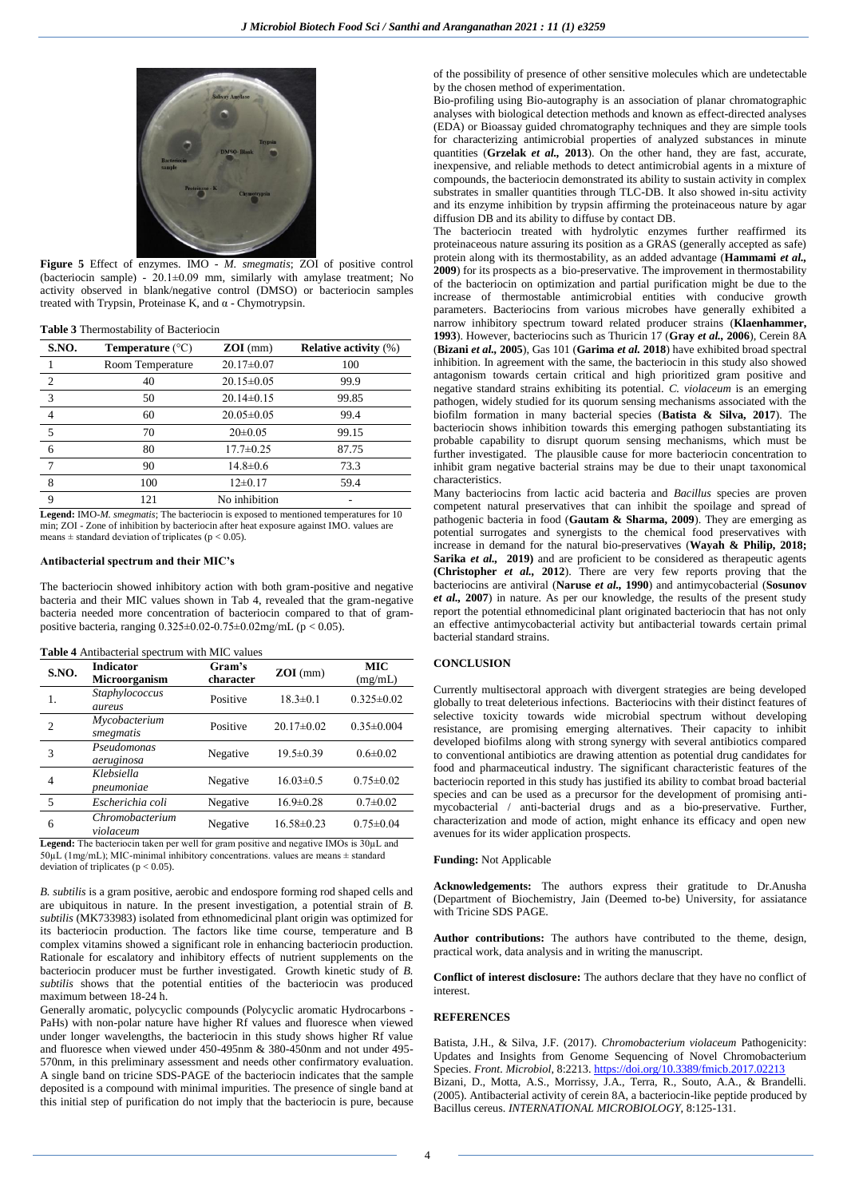**Figure 5** Effect of enzymes. IMO - *M. smegmatis*; ZOI of positive control (bacteriocin sample) - 20.1±0.09 mm, similarly with amylase treatment; No activity observed in blank/negative control (DMSO) or bacteriocin samples treated with Trypsin, Proteinase K, and α - Chymotrypsin.

**Table 3** Thermostability of Bacteriocin

| S.NO. | Temperature (°C) | ZOI (mm) | Relative activity (%) |
|---|---|---|---|
| 1 | Room Temperature | 20.17±0.07 | 100 |
| 2 | 40 | 20.15±0.05 | 99.9 |
| 3 | 50 | 20.14±0.15 | 99.85 |
| 4 | 60 | 20.05±0.05 | 99.4 |
| 5 | 70 | 20±0.05 | 99.15 |
| 6 | 80 | 17.7±0.25 | 87.75 |
| 7 | 90 | 14.8±0.6 | 73.3 |
| 8 | 100 | 12±0.17 | 59.4 |
| 9 | 121 | No inhibition | - |

**Legend:** IMO-*M. smegmatis*; The bacteriocin is exposed to mentioned temperatures for 10 min; ZOI - Zone of inhibition by bacteriocin after heat exposure against IMO. values are means ± standard deviation of triplicates ($p < 0.05$).

**Antibacterial spectrum and their MIC's**

The bacteriocin showed inhibitory action with both gram-positive and negative bacteria and their MIC values shown in Tab 4, revealed that the gram-negative bacteria needed more concentration of bacteriocin compared to that of gram-positive bacteria, ranging 0.325±0.02-0.75±0.02mg/mL ($p < 0.05$).

**Table 4** Antibacterial spectrum with MIC values

| S.NO. | Indicator Microorganism | Gram's character | ZOI (mm) | MIC (mg/mL) |
|---|---|---|---|---|
| 1. | *Staphylococcus aureus* | Positive | 18.3±0.1 | 0.325±0.02 |
| 2 | *Mycobacterium smegmatis* | Positive | 20.17±0.02 | 0.35±0.004 |
| 3 | *Pseudomonas aeruginosa* | Negative | 19.5±0.39 | 0.6±0.02 |
| 4 | *Klebsiella pneumoniae* | Negative | 16.03±0.5 | 0.75±0.02 |
| 5 | *Escherichia coli* | Negative | 16.9±0.28 | 0.7±0.02 |
| 6 | *Chromobacterium violaceum* | Negative | 16.58±0.23 | 0.75±0.04 |

**Legend:** The bacteriocin taken per well for gram positive and negative IMOs is 30µL and 50µL (1mg/mL); MIC-minimal inhibitory concentrations. values are means ± standard deviation of triplicates ($p < 0.05$).

*B. subtilis* is a gram positive, aerobic and endospore forming rod shaped cells and are ubiquitous in nature. In the present investigation, a potential strain of *B. subtilis* (MK733983) isolated from ethnomedicinal plant origin was optimized for its bacteriocin production. The factors like time course, temperature and B complex vitamins showed a significant role in enhancing bacteriocin production. Rationale for escalatory and inhibitory effects of nutrient supplements on the bacteriocin producer must be further investigated. Growth kinetic study of *B. subtilis* shows that the potential entities of the bacteriocin was produced maximum between 18-24 h.

Generally aromatic, polycyclic compounds (Polycyclic aromatic Hydrocarbons - PaHs) with non-polar nature have higher Rf values and fluoresce when viewed under longer wavelengths, the bacteriocin in this study shows higher Rf value and fluoresce when viewed under 450-495nm & 380-450nm and not under 495-570nm, in this preliminary assessment and needs other confirmatory evaluation. A single band on tricine SDS-PAGE of the bacteriocin indicates that the sample deposited is a compound with minimal impurities. The presence of single band at this initial step of purification do not imply that the bacteriocin is pure, because of the possibility of presence of other sensitive molecules which are undetectable by the chosen method of experimentation.

Bio-profiling using Bio-autography is an association of planar chromatographic analyses with biological detection methods and known as effect-directed analyses (EDA) or Bioassay guided chromatography techniques and they are simple tools for characterizing antimicrobial properties of analyzed substances in minute quantities (**Grzelak *et al.*, 2013**). On the other hand, they are fast, accurate, inexpensive, and reliable methods to detect antimicrobial agents in a mixture of compounds, the bacteriocin demonstrated its ability to sustain activity in complex substrates in smaller quantities through TLC-DB. It also showed in-situ activity and its enzyme inhibition by trypsin affirming the proteinaceous nature by agar diffusion DB and its ability to diffuse by contact DB.

The bacteriocin treated with hydrolytic enzymes further reaffirmed its proteinaceous nature assuring its position as a GRAS (generally accepted as safe) protein along with its thermostability, as an added advantage (**Hammami *et al.*, 2009**) for its prospects as a bio-preservative. The improvement in thermostability of the bacteriocin on optimization and partial purification might be due to the increase of thermostable antimicrobial entities with conducive growth parameters. Bacteriocins from various microbes have generally exhibited a narrow inhibitory spectrum toward related producer strains (**Klaenhammer, 1993**). However, bacteriocins such as Thuricin 17 (**Gray *et al.*, 2006**), Cerein 8A (**Bizani *et al.*, 2005**), Gas 101 (**Garima *et al.* 2018**) have exhibited broad spectral inhibition. In agreement with the same, the bacteriocin in this study also showed antagonism towards certain critical and high prioritized gram positive and negative standard strains exhibiting its potential. *C. violaceum* is an emerging pathogen, widely studied for its quorum sensing mechanisms associated with the biofilm formation in many bacterial species (**Batista & Silva, 2017**). The bacteriocin shows inhibition towards this emerging pathogen substantiating its probable capability to disrupt quorum sensing mechanisms, which must be further investigated. The plausible cause for more bacteriocin concentration to inhibit gram negative bacterial strains may be due to their unapt taxonomical characteristics.

Many bacteriocins from lactic acid bacteria and *Bacillus* species are proven competent natural preservatives that can inhibit the spoilage and spread of pathogenic bacteria in food (**Gautam & Sharma, 2009**). They are emerging as potential surrogates and synergists to the chemical food preservatives with increase in demand for the natural bio-preservatives (**Wayah & Philip, 2018; Sarika *et al.*, 2019)** and are proficient to be considered as therapeutic agents **(Christopher *et al.*, 2012**). There are very few reports proving that the bacteriocins are antiviral (**Naruse *et al.*, 1990**) and antimycobacterial (**Sosunov *et al.*, 2007**) in nature. As per our knowledge, the results of the present study report the potential ethnomedicinal plant originated bacteriocin that has not only an effective antimycobacterial activity but antibacterial towards certain primal bacterial standard strains.

## CONCLUSION

Currently multisectoral approach with divergent strategies are being developed globally to treat deleterious infections. Bacteriocins with their distinct features of selective toxicity towards wide microbial spectrum without developing resistance, are promising emerging alternatives. Their capacity to inhibit developed biofilms along with strong synergy with several antibiotics compared to conventional antibiotics are drawing attention as potential drug candidates for food and pharmaceutical industry. The significant characteristic features of the bacteriocin reported in this study has justified its ability to combat broad bacterial species and can be used as a precursor for the development of promising anti-mycobacterial / anti-bacterial drugs and as a bio-preservative. Further, characterization and mode of action, might enhance its efficacy and open new avenues for its wider application prospects.

**Funding:** Not Applicable

**Acknowledgements:** The authors express their gratitude to Dr.Anusha (Department of Biochemistry, Jain (Deemed to-be) University, for assiatance with Tricine SDS PAGE.

**Author contributions:** The authors have contributed to the theme, design, practical work, data analysis and in writing the manuscript.

**Conflict of interest disclosure:** The authors declare that they have no conflict of interest.

## REFERENCES

Batista, J.H., & Silva, J.F. (2017). *Chromobacterium violaceum* Pathogenicity: Updates and Insights from Genome Sequencing of Novel Chromobacterium Species. *Front. Microbiol*, 8:2213. https://doi.org/10.3389/fmicb.2017.02213

Bizani, D., Motta, A.S., Morrissy, J.A., Terra, R., Souto, A.A., & Brandelli. (2005). Antibacterial activity of cerein 8A, a bacteriocin-like peptide produced by Bacillus cereus. *INTERNATIONAL MICROBIOLOGY*, 8:125-131.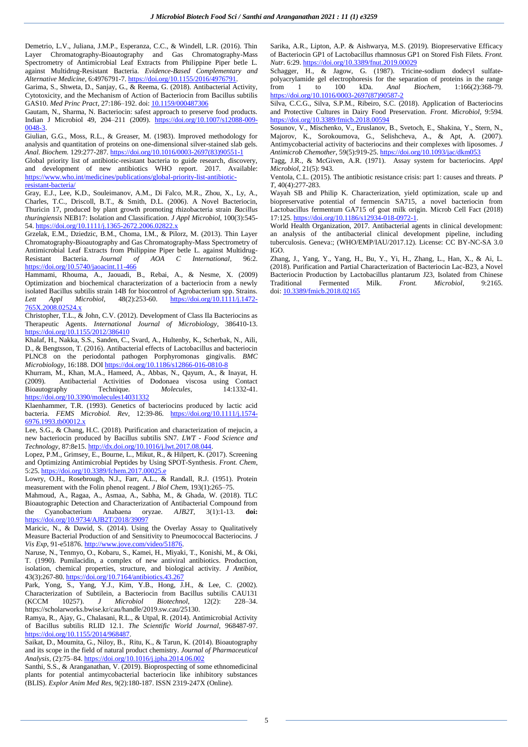Demetrio, L.V., Juliana, J.M.P., Esperanza, C.C., & Windell, L.R. (2016). Thin Layer Chromatography-Bioautography and Gas Chromatography-Mass Spectrometry of Antimicrobial Leaf Extracts from Philippine Piper betle L. against Multidrug-Resistant Bacteria. *Evidence-Based Complementary and Alternative Medicine*, 6:4976791-7. https://doi.org/10.1155/2016/4976791.

Garima, S., Shweta, D., Sanjay, G., & Reema, G. (2018). Antibacterial Activity, Cytotoxicity, and the Mechanism of Action of Bacteriocin from Bacillus subtilis GAS10. *Med Princ Pract*, 27:186–192. doi: 10.1159/000487306

Gautam, N., Sharma, N. Bacteriocin: safest approach to preserve food products. Indian J Microbiol 49, 204–211 (2009). https://doi.org/10.1007/s12088-009-0048-3.

Giulian, G.G., Moss, R.L., & Greaser, M. (1983). Improved methodology for analysis and quantitation of proteins on one-dimensional silver-stained slab gels. *Anal. Biochem.* 129:277-287. https://doi.org/10.1016/0003-2697(83)90551-1

Global priority list of antibiotic-resistant bacteria to guide research, discovery, and development of new antibiotics WHO report. 2017. Available: https://www.who.int/medicines/publications/global-priority-list-antibiotic-resistant-bacteria/

Gray, E.J., Lee, K.D., Souleimanov, A.M., Di Falco, M.R., Zhou, X., Ly, A., Charles, T.C., Driscoll, B.T., & Smith, D.L. (2006). A Novel Bacteriocin, Thuricin 17, produced by plant growth promoting rhizobacteria strain *Bacillus thuringiensis* NEB17: Isolation and Classification. *J Appl Microbiol*, 100(3):545-54. https://doi.org/10.1111/j.1365-2672.2006.02822.x

Grzelak, E.M., Dziedzic, B.M., Choma, I.M., & Pilorz, M. (2013). Thin Layer Chromatography-Bioautography and Gas Chromatography-Mass Spectrometry of Antimicrobial Leaf Extracts from Philippine Piper betle L. against Multidrug-Resistant Bacteria. *Journal of AOA C International*, 96:2. https://doi.org/10.5740/jaoacint.11-466

Hammami, Rhouma, A., Jaouadi, B., Rebai, A., & Nesme, X. (2009) Optimization and biochemical characterization of a bacteriocin from a newly isolated Bacillus subtilis strain 14B for biocontrol of Agrobacterium spp. Strains. *Lett Appl Microbiol*, 48(2):253-60. https://doi.org/10.1111/j.1472-765X.2008.02524.x

Christopher, T.L., & John, C.V. (2012). Development of Class IIa Bacteriocins as Therapeutic Agents. *International Journal of Microbiology*, 386410-13. https://doi.org/10.1155/2012/386410

Khalaf, H., Nakka, S.S., Sanden, C., Svard, A., Hultenby, K., Scherbak, N., Aili, D., & Bengtsson, T. (2016). Antibacterial effects of Lactobacillus and bacteriocin PLNC8 on the periodontal pathogen Porphyromonas gingivalis. *BMC Microbiology*, 16:188. DOI https://doi.org/10.1186/s12866-016-0810-8

Khurram, M., Khan, M.A., Hameed, A., Abbas, N., Qayum, A., & Inayat, H. (2009). Antibacterial Activities of Dodonaea viscosa using Contact Bioautography Technique. *Molecules*, 14:1332-41. https://doi.org/10.3390/molecules14031332

Klaenhammer, T.R. (1993). Genetics of bacteriocins produced by lactic acid bacteria. *FEMS Microbiol. Rev*, 12:39-86. https://doi.org/10.1111/j.1574-6976.1993.tb00012.x

Lee, S.G., & Chang, H.C. (2018). Purification and characterization of mejucin, a new bacteriocin produced by Bacillus subtilis SN7. *LWT - Food Science and Technology*, 87:8e15. http://dx.doi.org/10.1016/j.lwt.2017.08.044.

Lopez, P.M., Grimsey, E., Bourne, L., Mikut, R., & Hilpert, K. (2017). Screening and Optimizing Antimicrobial Peptides by Using SPOT-Synthesis. *Front. Chem*, 5:25. https://doi.org/10.3389/fchem.2017.00025.e

Lowry, O.H., Rosebrough, N.J., Farr, A.L., & Randall, R.J. (1951). Protein measurement with the Folin phenol reagent. *J Biol Chem*, 193(1):265–75.

Mahmoud, A., Ragaa, A., Asmaa, A., Sabha, M., & Ghada, W. (2018). TLC Bioautographic Detection and Characterization of Antibacterial Compound from the Cyanobacterium Anabaena oryzae. *AJB2T*, 3(1):1-13. **doi:** https://doi.org/10.9734/AJB2T/2018/39097

Maricic, N., & Dawid, S. (2014). Using the Overlay Assay to Qualitatively Measure Bacterial Production of and Sensitivity to Pneumococcal Bacteriocins. *J Vis Exp*, 91-e51876. http://www.jove.com/video/51876.

Naruse, N., Tenmyo, O., Kobaru, S., Kamei, H., Miyaki, T., Konishi, M., & Oki, T. (1990). Pumilacidin, a complex of new antiviral antibiotics. Production, isolation, chemical properties, structure, and biological activity. *J Antibiot*, 43(3):267-80. https://doi.org/10.7164/antibiotics.43.267

Park, Yong, S., Yang, Y.J., Kim, Y.B., Hong, J.H., & Lee, C. (2002). Characterization of Subtilein, a Bacteriocin from Bacillus subtilis CAU131 (KCCM 10257). *J Microbiol Biotechnol*, 12(2): 228–34. https://scholarworks.bwise.kr/cau/handle/2019.sw.cau/25130.

Ramya, R., Ajay, G., Chalasani, R.L., & Utpal, R. (2014). Antimicrobial Activity of Bacillus subtilis RLID 12.1. *The Scientific World Journal*, 968487-97. https://doi.org/10.1155/2014/968487.

Saikat, D., Moumita, G., Niloy, B., Ritu, K., & Tarun, K. (2014). Bioautography and its scope in the field of natural product chemistry. *Journal of Pharmaceutical Analysis*, (2):75–84. https://doi.org/10.1016/j.jpha.2014.06.002

Santhi, S.S., & Aranganathan, V. (2019). Bioprospecting of some ethnomedicinal plants for potential antimycobacterial bacteriocin like inhibitory substances (BLIS). *Explor Anim Med Res*, 9(2):180-187. ISSN 2319-247X (Online).

Sarika, A.R., Lipton, A.P. & Aishwarya, M.S. (2019). Biopreservative Efficacy of Bacteriocin GP1 of Lactobacillus rhamnosus GP1 on Stored Fish Filets. *Front. Nutr*. 6:29. https://doi.org/10.3389/fnut.2019.00029

Schagger, H., & Jagow, G. (1987). Tricine-sodium dodecyl sulfate-polyacrylamide gel electrophoresis for the separation of proteins in the range from 1 to 100 kDa. *Anal Biochem*, 1:166(2):368-79. https://doi.org/10.1016/0003-2697(87)90587-2

Silva, C.C.G., Silva, S.P.M., Ribeiro, S.C. (2018). Application of Bacteriocins and Protective Cultures in Dairy Food Preservation. *Front. Microbiol*, 9:594. https://doi.org/10.3389/fmicb.2018.00594

Sosunov, V., Mischenko, V., Eruslanov, B., Svetoch, E., Shakina, Y., Stern, N., Majorov, K., Sorokoumova, G., Selishcheva, A., & Apt, A. (2007). Antimycobacterial activity of bacteriocins and their complexes with liposomes. *J Antimicrob Chemother*, 59(5):919-25. https://doi.org/10.1093/jac/dkm053

Tagg, J.R., & McGiven, A.R. (1971). Assay system for bacteriocins. *Appl Microbiol*, 21(5): 943.

Ventola, C.L. (2015). The antibiotic resistance crisis: part 1: causes and threats. *P T*, 40(4):277-283.

Wayah SB and Philip K. Characterization, yield optimization, scale up and biopreservative potential of fermencin SA715, a novel bacteriocin from Lactobacillus fermentum GA715 of goat milk origin. Microb Cell Fact (2018) 17:125. https://doi.org/10.1186/s12934-018-0972-1.

World Health Organization, 2017. Antibacterial agents in clinical development: an analysis of the antibacterial clinical development pipeline, including tuberculosis. Geneva:; (WHO/EMP/IAU/2017.12). License: CC BY-NC-SA 3.0 IGO.

Zhang, J., Yang, Y., Yang, H., Bu, Y., Yi, H., Zhang, L., Han, X., & Ai, L. (2018). Purification and Partial Characterization of Bacteriocin Lac-B23, a Novel Bacteriocin Production by Lactobacillus plantarum J23, Isolated from Chinese Traditional Fermented Milk. *Front. Microbiol*, 9:2165. doi: 10.3389/fmicb.2018.02165